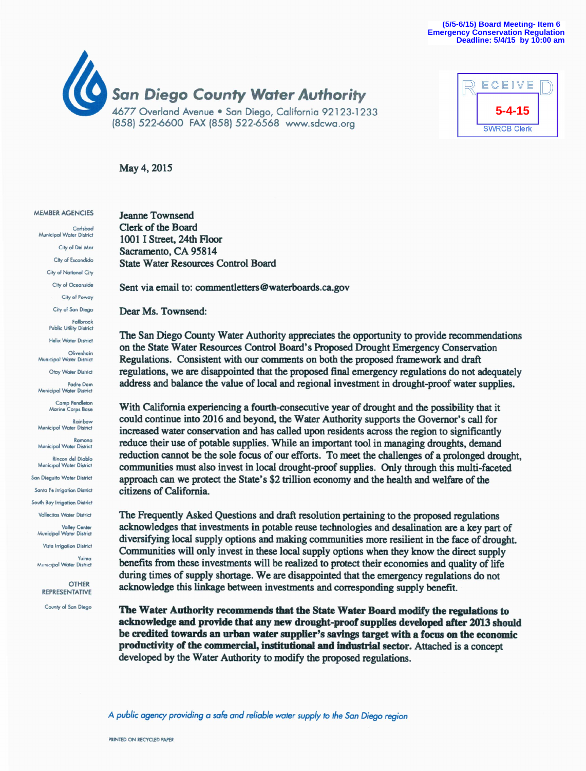(5/5-6/15) Board Meeting- Item 6
Emergency Conservation Regulation
Deadline: 5/4/15 by 10:00 am

# San Diego County Water Authority

4677 Overland Avenue • San Diego, California 92123-1233
(858) 522-6600 FAX (858) 522-6568 www.sdcwa.org

RECEIVED
5-4-15
SWRCB Clerk

**MEMBER AGENCIES**

Carlsbad Municipal Water District
City of Del Mar
City of Escondido
City of National City
City of Oceanside
City of Poway
City of San Diego
Fallbrook Public Utility District
Helix Water District
Olivenhain Municipal Water District
Otay Water District
Padre Dam Municipal Water District
Camp Pendleton Marine Corps Base
Rainbow Municipal Water District
Ramona Municipal Water District
Rincon del Diablo Municipal Water District
San Dieguito Water District
Santa Fe Irrigation District
South Bay Irrigation District
Vallecitos Water District
Valley Center Municipal Water District
Vista Irrigation District
Yuima Municipal Water District

**OTHER REPRESENTATIVE**

County of San Diego

May 4, 2015

Jeanne Townsend
Clerk of the Board
1001 I Street, 24th Floor
Sacramento, CA 95814
State Water Resources Control Board

Sent via email to: commentletters@waterboards.ca.gov

Dear Ms. Townsend:

The San Diego County Water Authority appreciates the opportunity to provide recommendations on the State Water Resources Control Board's Proposed Drought Emergency Conservation Regulations. Consistent with our comments on both the proposed framework and draft regulations, we are disappointed that the proposed final emergency regulations do not adequately address and balance the value of local and regional investment in drought-proof water supplies.

With California experiencing a fourth-consecutive year of drought and the possibility that it could continue into 2016 and beyond, the Water Authority supports the Governor's call for increased water conservation and has called upon residents across the region to significantly reduce their use of potable supplies. While an important tool in managing droughts, demand reduction cannot be the sole focus of our efforts. To meet the challenges of a prolonged drought, communities must also invest in local drought-proof supplies. Only through this multi-faceted approach can we protect the State's $2 trillion economy and the health and welfare of the citizens of California.

The Frequently Asked Questions and draft resolution pertaining to the proposed regulations acknowledges that investments in potable reuse technologies and desalination are a key part of diversifying local supply options and making communities more resilient in the face of drought. Communities will only invest in these local supply options when they know the direct supply benefits from these investments will be realized to protect their economies and quality of life during times of supply shortage. We are disappointed that the emergency regulations do not acknowledge this linkage between investments and corresponding supply benefit.

**The Water Authority recommends that the State Water Board modify the regulations to acknowledge and provide that any new drought-proof supplies developed after 2013 should be credited towards an urban water supplier's savings target with a focus on the economic productivity of the commercial, institutional and industrial sector.** Attached is a concept developed by the Water Authority to modify the proposed regulations.

*A public agency providing a safe and reliable water supply to the San Diego region*

PRINTED ON RECYCLED PAPER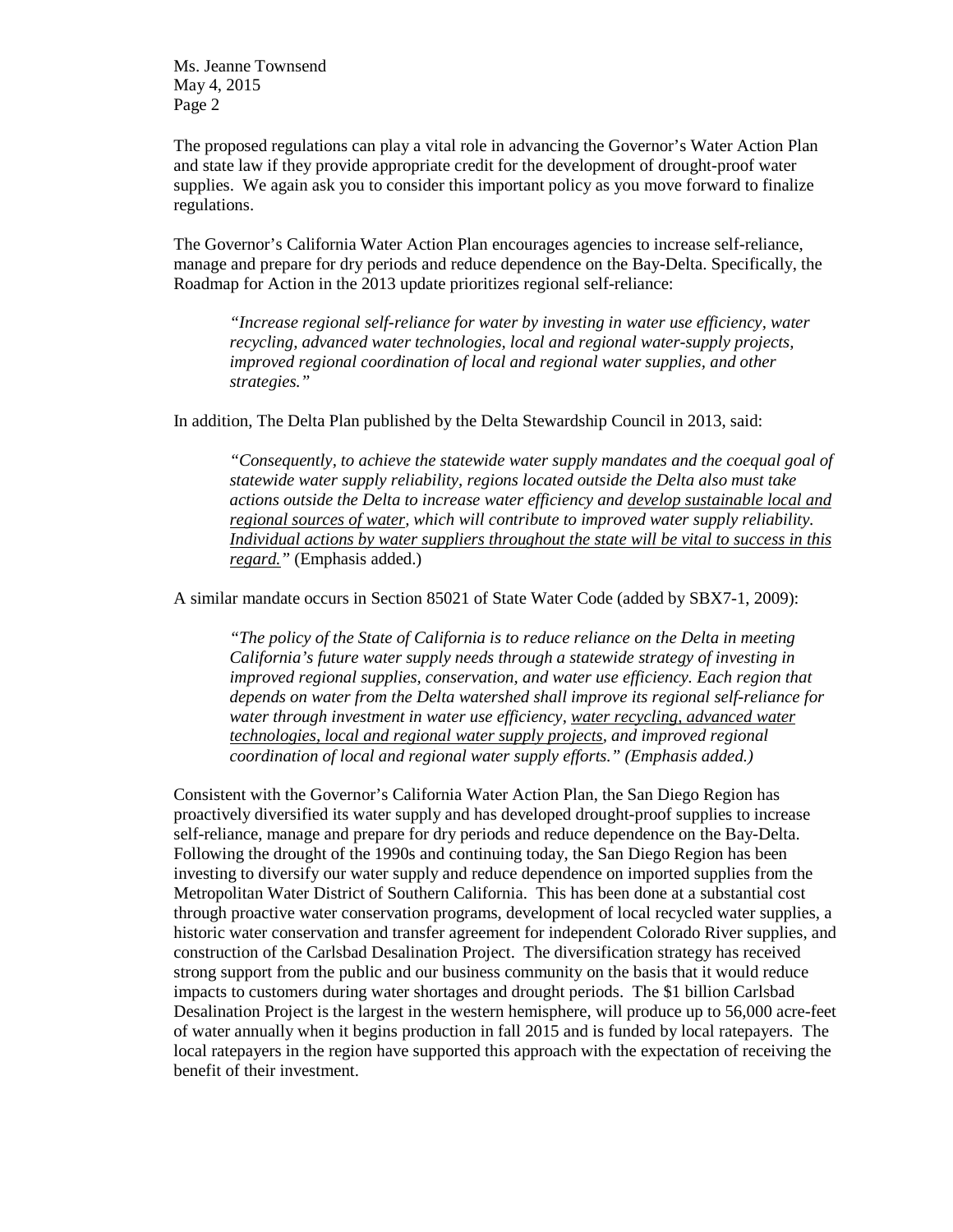The proposed regulations can play a vital role in advancing the Governor's Water Action Plan and state law if they provide appropriate credit for the development of drought-proof water supplies. We again ask you to consider this important policy as you move forward to finalize regulations.

The Governor's California Water Action Plan encourages agencies to increase self-reliance, manage and prepare for dry periods and reduce dependence on the Bay-Delta. Specifically, the Roadmap for Action in the 2013 update prioritizes regional self-reliance:

> *"Increase regional self-reliance for water by investing in water use efficiency, water recycling, advanced water technologies, local and regional water-supply projects, improved regional coordination of local and regional water supplies, and other strategies."*

In addition, The Delta Plan published by the Delta Stewardship Council in 2013, said:

> *"Consequently, to achieve the statewide water supply mandates and the coequal goal of statewide water supply reliability, regions located outside the Delta also must take actions outside the Delta to increase water efficiency and <u>develop sustainable local and regional sources of water</u>, which will contribute to improved water supply reliability. <u>Individual actions by water suppliers throughout the state will be vital to success in this regard.</u>"* (Emphasis added.)

A similar mandate occurs in Section 85021 of State Water Code (added by SBX7-1, 2009):

> *"The policy of the State of California is to reduce reliance on the Delta in meeting California's future water supply needs through a statewide strategy of investing in improved regional supplies, conservation, and water use efficiency. Each region that depends on water from the Delta watershed shall improve its regional self-reliance for water through investment in water use efficiency, <u>water recycling, advanced water technologies, local and regional water supply projects</u>, and improved regional coordination of local and regional water supply efforts." (Emphasis added.)*

Consistent with the Governor's California Water Action Plan, the San Diego Region has proactively diversified its water supply and has developed drought-proof supplies to increase self-reliance, manage and prepare for dry periods and reduce dependence on the Bay-Delta. Following the drought of the 1990s and continuing today, the San Diego Region has been investing to diversify our water supply and reduce dependence on imported supplies from the Metropolitan Water District of Southern California. This has been done at a substantial cost through proactive water conservation programs, development of local recycled water supplies, a historic water conservation and transfer agreement for independent Colorado River supplies, and construction of the Carlsbad Desalination Project. The diversification strategy has received strong support from the public and our business community on the basis that it would reduce impacts to customers during water shortages and drought periods. The $1 billion Carlsbad Desalination Project is the largest in the western hemisphere, will produce up to 56,000 acre-feet of water annually when it begins production in fall 2015 and is funded by local ratepayers. The local ratepayers in the region have supported this approach with the expectation of receiving the benefit of their investment.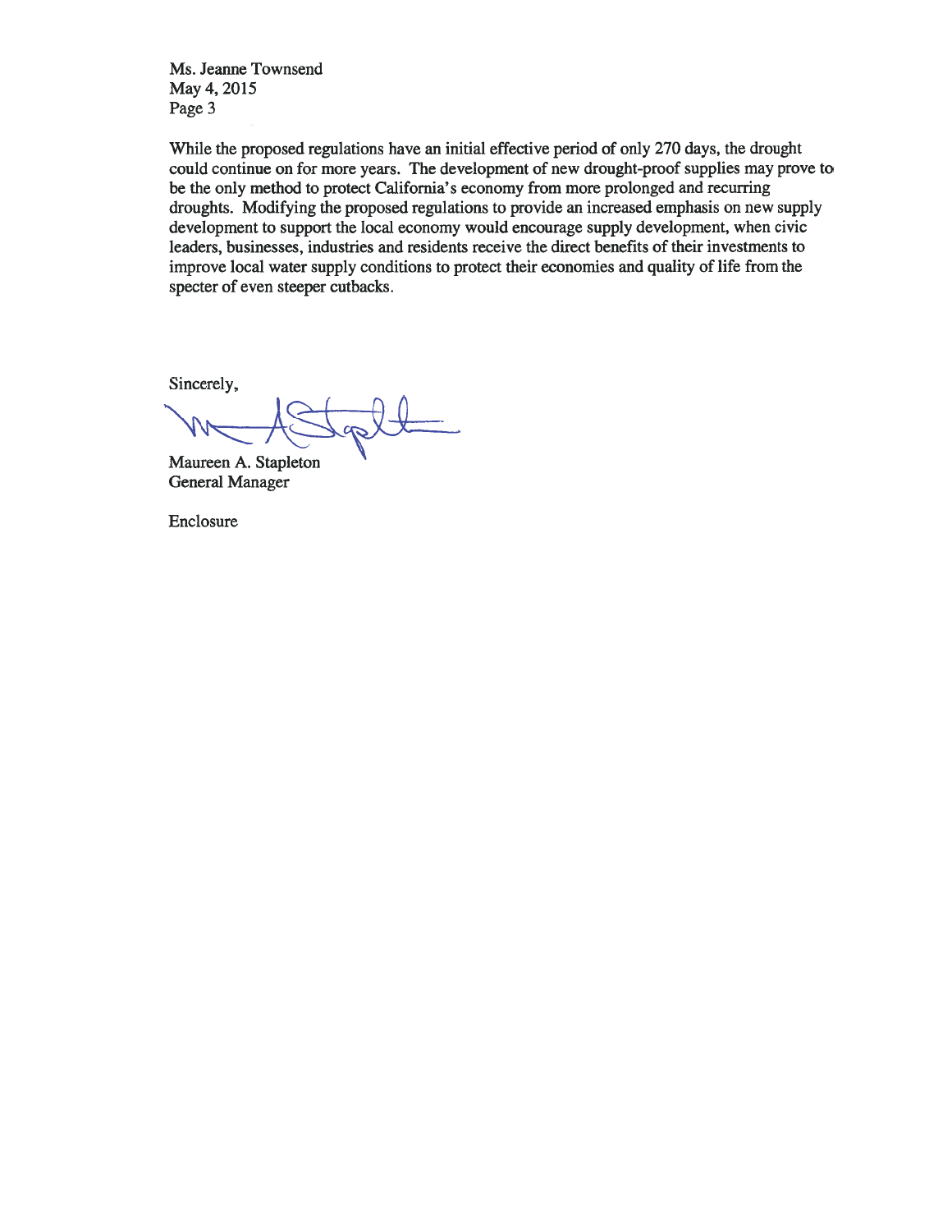While the proposed regulations have an initial effective period of only 270 days, the drought could continue on for more years. The development of new drought-proof supplies may prove to be the only method to protect California's economy from more prolonged and recurring droughts. Modifying the proposed regulations to provide an increased emphasis on new supply development to support the local economy would encourage supply development, when civic leaders, businesses, industries and residents receive the direct benefits of their investments to improve local water supply conditions to protect their economies and quality of life from the specter of even steeper cutbacks.

Sincerely,

Maureen A. Stapleton
General Manager

Enclosure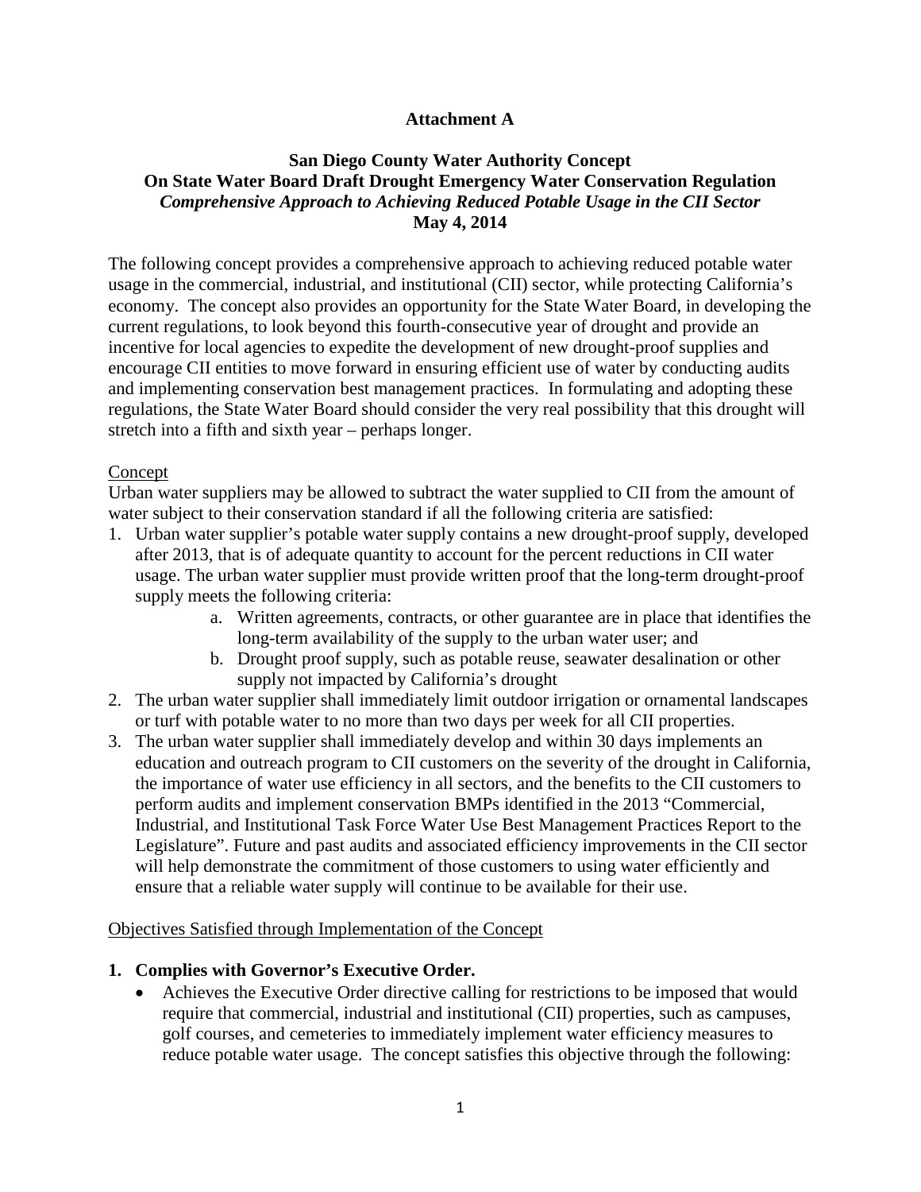**Attachment A**

**San Diego County Water Authority Concept**
**On State Water Board Draft Drought Emergency Water Conservation Regulation**
***Comprehensive Approach to Achieving Reduced Potable Usage in the CII Sector***
**May 4, 2014**

The following concept provides a comprehensive approach to achieving reduced potable water usage in the commercial, industrial, and institutional (CII) sector, while protecting California's economy. The concept also provides an opportunity for the State Water Board, in developing the current regulations, to look beyond this fourth-consecutive year of drought and provide an incentive for local agencies to expedite the development of new drought-proof supplies and encourage CII entities to move forward in ensuring efficient use of water by conducting audits and implementing conservation best management practices. In formulating and adopting these regulations, the State Water Board should consider the very real possibility that this drought will stretch into a fifth and sixth year – perhaps longer.

Concept

Urban water suppliers may be allowed to subtract the water supplied to CII from the amount of water subject to their conservation standard if all the following criteria are satisfied:

1. Urban water supplier's potable water supply contains a new drought-proof supply, developed after 2013, that is of adequate quantity to account for the percent reductions in CII water usage. The urban water supplier must provide written proof that the long-term drought-proof supply meets the following criteria:
   a. Written agreements, contracts, or other guarantee are in place that identifies the long-term availability of the supply to the urban water user; and
   b. Drought proof supply, such as potable reuse, seawater desalination or other supply not impacted by California's drought
2. The urban water supplier shall immediately limit outdoor irrigation or ornamental landscapes or turf with potable water to no more than two days per week for all CII properties.
3. The urban water supplier shall immediately develop and within 30 days implements an education and outreach program to CII customers on the severity of the drought in California, the importance of water use efficiency in all sectors, and the benefits to the CII customers to perform audits and implement conservation BMPs identified in the 2013 "Commercial, Industrial, and Institutional Task Force Water Use Best Management Practices Report to the Legislature". Future and past audits and associated efficiency improvements in the CII sector will help demonstrate the commitment of those customers to using water efficiently and ensure that a reliable water supply will continue to be available for their use.

Objectives Satisfied through Implementation of the Concept

**1. Complies with Governor's Executive Order.**

- Achieves the Executive Order directive calling for restrictions to be imposed that would require that commercial, industrial and institutional (CII) properties, such as campuses, golf courses, and cemeteries to immediately implement water efficiency measures to reduce potable water usage. The concept satisfies this objective through the following: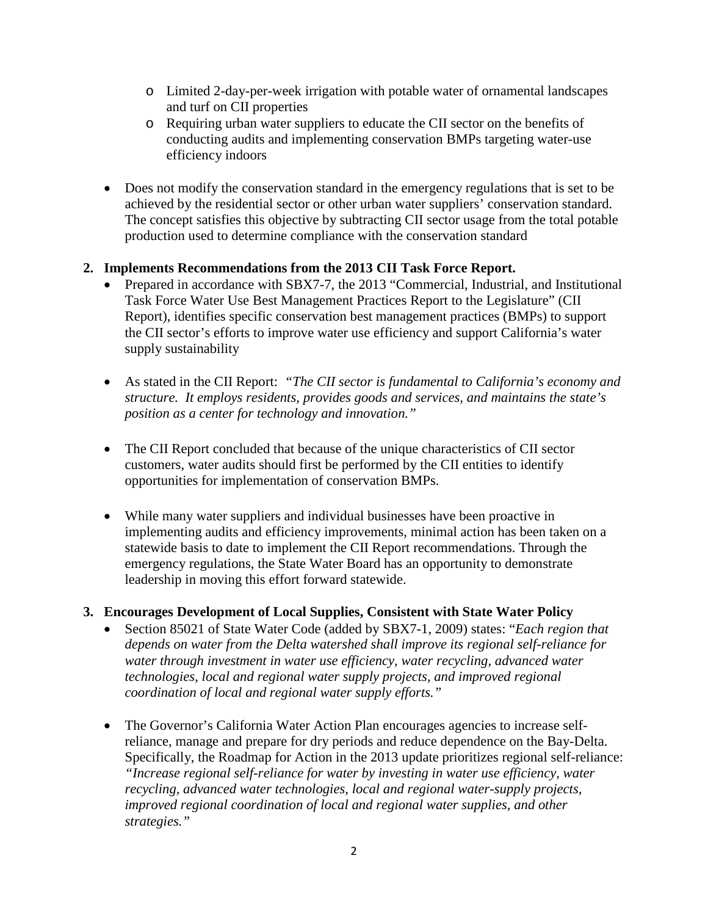- Limited 2-day-per-week irrigation with potable water of ornamental landscapes and turf on CII properties
  - Requiring urban water suppliers to educate the CII sector on the benefits of conducting audits and implementing conservation BMPs targeting water-use efficiency indoors

- Does not modify the conservation standard in the emergency regulations that is set to be achieved by the residential sector or other urban water suppliers' conservation standard. The concept satisfies this objective by subtracting CII sector usage from the total potable production used to determine compliance with the conservation standard

**2. Implements Recommendations from the 2013 CII Task Force Report.**

- Prepared in accordance with SBX7-7, the 2013 "Commercial, Industrial, and Institutional Task Force Water Use Best Management Practices Report to the Legislature" (CII Report), identifies specific conservation best management practices (BMPs) to support the CII sector's efforts to improve water use efficiency and support California's water supply sustainability

- As stated in the CII Report: *"The CII sector is fundamental to California's economy and structure. It employs residents, provides goods and services, and maintains the state's position as a center for technology and innovation."*

- The CII Report concluded that because of the unique characteristics of CII sector customers, water audits should first be performed by the CII entities to identify opportunities for implementation of conservation BMPs.

- While many water suppliers and individual businesses have been proactive in implementing audits and efficiency improvements, minimal action has been taken on a statewide basis to date to implement the CII Report recommendations. Through the emergency regulations, the State Water Board has an opportunity to demonstrate leadership in moving this effort forward statewide.

**3. Encourages Development of Local Supplies, Consistent with State Water Policy**

- Section 85021 of State Water Code (added by SBX7-1, 2009) states: "*Each region that depends on water from the Delta watershed shall improve its regional self-reliance for water through investment in water use efficiency, water recycling, advanced water technologies, local and regional water supply projects, and improved regional coordination of local and regional water supply efforts."*

- The Governor's California Water Action Plan encourages agencies to increase self-reliance, manage and prepare for dry periods and reduce dependence on the Bay-Delta. Specifically, the Roadmap for Action in the 2013 update prioritizes regional self-reliance: *"Increase regional self-reliance for water by investing in water use efficiency, water recycling, advanced water technologies, local and regional water-supply projects, improved regional coordination of local and regional water supplies, and other strategies."*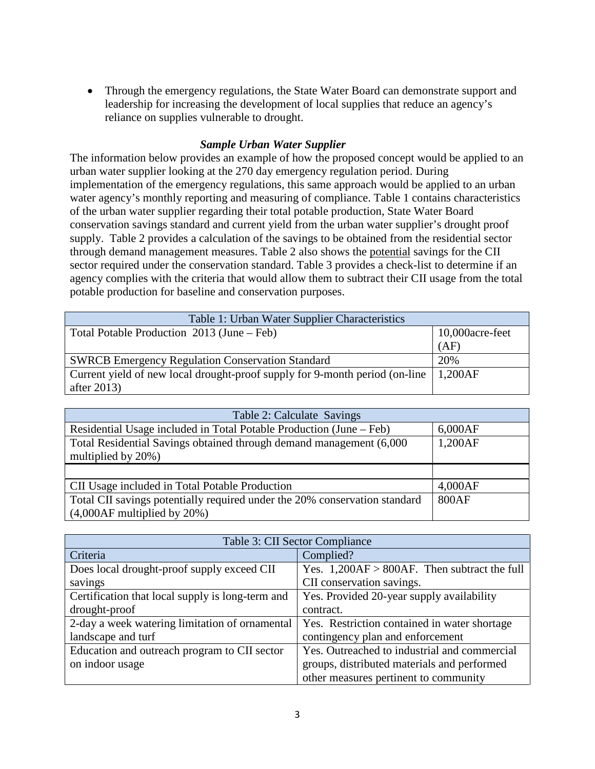- Through the emergency regulations, the State Water Board can demonstrate support and leadership for increasing the development of local supplies that reduce an agency's reliance on supplies vulnerable to drought.

### *Sample Urban Water Supplier*

The information below provides an example of how the proposed concept would be applied to an urban water supplier looking at the 270 day emergency regulation period. During implementation of the emergency regulations, this same approach would be applied to an urban water agency's monthly reporting and measuring of compliance. Table 1 contains characteristics of the urban water supplier regarding their total potable production, State Water Board conservation savings standard and current yield from the urban water supplier's drought proof supply. Table 2 provides a calculation of the savings to be obtained from the residential sector through demand management measures. Table 2 also shows the <u>potential</u> savings for the CII sector required under the conservation standard. Table 3 provides a check-list to determine if an agency complies with the criteria that would allow them to subtract their CII usage from the total potable production for baseline and conservation purposes.

| Table 1: Urban Water Supplier Characteristics | |
|---|---|
| Total Potable Production 2013 (June – Feb) | 10,000acre-feet (AF) |
| SWRCB Emergency Regulation Conservation Standard | 20% |
| Current yield of new local drought-proof supply for 9-month period (on-line after 2013) | 1,200AF |

| Table 2: Calculate Savings | |
|---|---|
| Residential Usage included in Total Potable Production (June – Feb) | 6,000AF |
| Total Residential Savings obtained through demand management (6,000 multiplied by 20%) | 1,200AF |
| | |
| CII Usage included in Total Potable Production | 4,000AF |
| Total CII savings potentially required under the 20% conservation standard (4,000AF multiplied by 20%) | 800AF |

| Table 3: CII Sector Compliance | |
|---|---|
| Criteria | Complied? |
| Does local drought-proof supply exceed CII savings | Yes. 1,200AF > 800AF. Then subtract the full CII conservation savings. |
| Certification that local supply is long-term and drought-proof | Yes. Provided 20-year supply availability contract. |
| 2-day a week watering limitation of ornamental landscape and turf | Yes. Restriction contained in water shortage contingency plan and enforcement |
| Education and outreach program to CII sector on indoor usage | Yes. Outreached to industrial and commercial groups, distributed materials and performed other measures pertinent to community |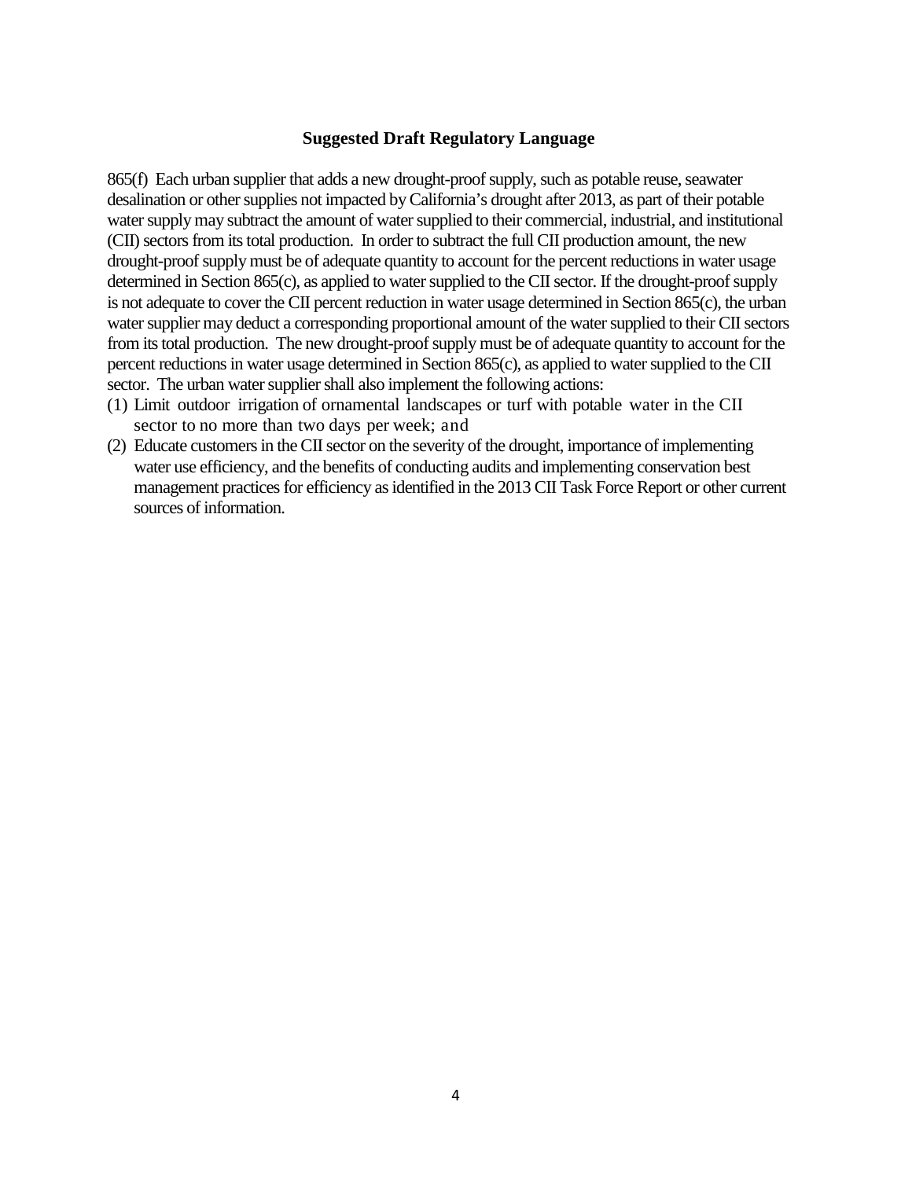## Suggested Draft Regulatory Language

865(f) Each urban supplier that adds a new drought-proof supply, such as potable reuse, seawater desalination or other supplies not impacted by California's drought after 2013, as part of their potable water supply may subtract the amount of water supplied to their commercial, industrial, and institutional (CII) sectors from its total production. In order to subtract the full CII production amount, the new drought-proof supply must be of adequate quantity to account for the percent reductions in water usage determined in Section 865(c), as applied to water supplied to the CII sector. If the drought-proof supply is not adequate to cover the CII percent reduction in water usage determined in Section 865(c), the urban water supplier may deduct a corresponding proportional amount of the water supplied to their CII sectors from its total production. The new drought-proof supply must be of adequate quantity to account for the percent reductions in water usage determined in Section 865(c), as applied to water supplied to the CII sector. The urban water supplier shall also implement the following actions:

(1) Limit outdoor irrigation of ornamental landscapes or turf with potable water in the CII sector to no more than two days per week; and

(2) Educate customers in the CII sector on the severity of the drought, importance of implementing water use efficiency, and the benefits of conducting audits and implementing conservation best management practices for efficiency as identified in the 2013 CII Task Force Report or other current sources of information.